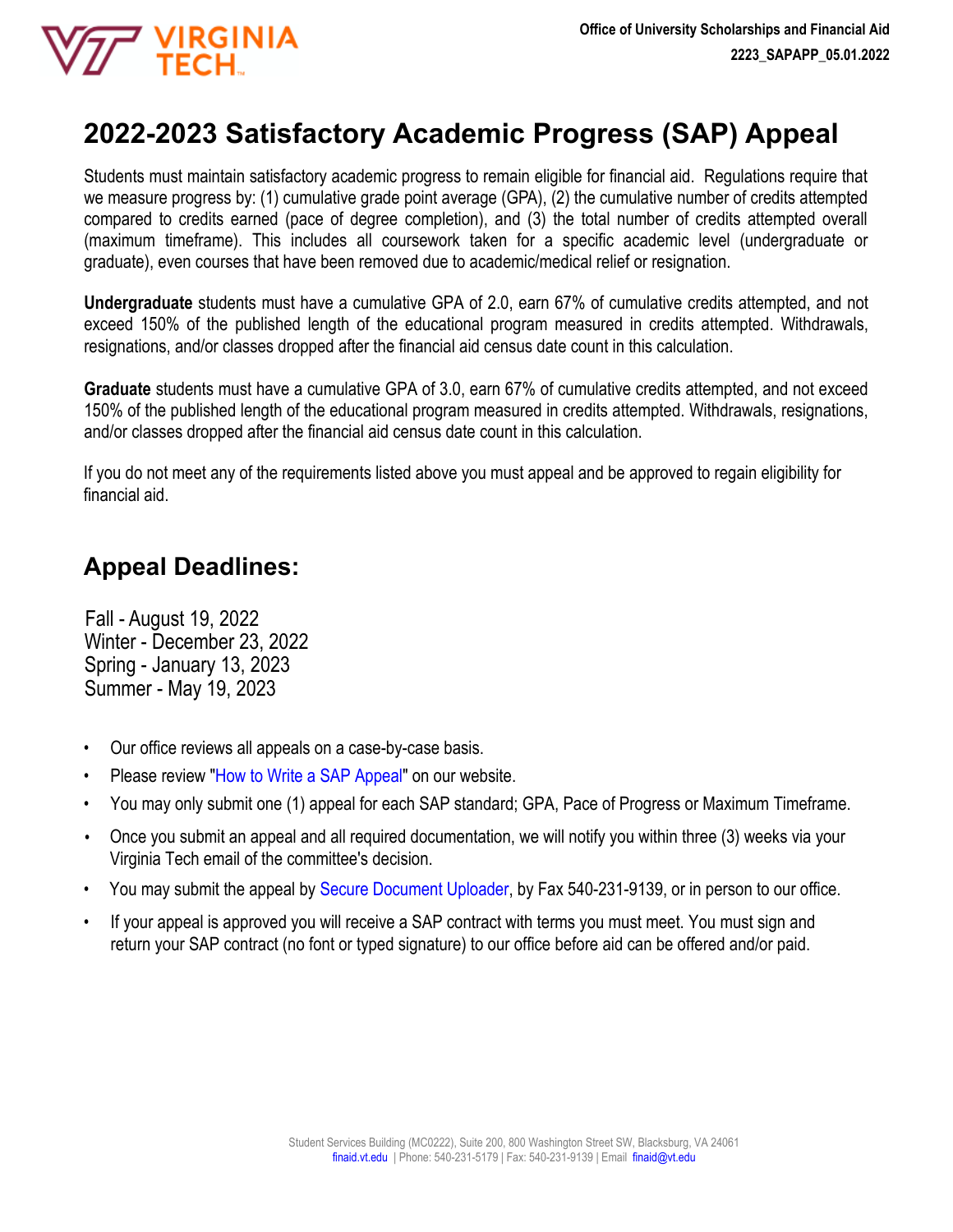Office of University Scholarships and Financial Aid
2223_SAPAPP_05.01.2022

# 2022-2023 Satisfactory Academic Progress (SAP) Appeal

Students must maintain satisfactory academic progress to remain eligible for financial aid. Regulations require that we measure progress by: (1) cumulative grade point average (GPA), (2) the cumulative number of credits attempted compared to credits earned (pace of degree completion), and (3) the total number of credits attempted overall (maximum timeframe). This includes all coursework taken for a specific academic level (undergraduate or graduate), even courses that have been removed due to academic/medical relief or resignation.

**Undergraduate** students must have a cumulative GPA of 2.0, earn 67% of cumulative credits attempted, and not exceed 150% of the published length of the educational program measured in credits attempted. Withdrawals, resignations, and/or classes dropped after the financial aid census date count in this calculation.

**Graduate** students must have a cumulative GPA of 3.0, earn 67% of cumulative credits attempted, and not exceed 150% of the published length of the educational program measured in credits attempted. Withdrawals, resignations, and/or classes dropped after the financial aid census date count in this calculation.

If you do not meet any of the requirements listed above you must appeal and be approved to regain eligibility for financial aid.

## Appeal Deadlines:

Fall - August 19, 2022
Winter - December 23, 2022
Spring - January 13, 2023
Summer - May 19, 2023

- Our office reviews all appeals on a case-by-case basis.
- Please review "How to Write a SAP Appeal" on our website.
- You may only submit one (1) appeal for each SAP standard; GPA, Pace of Progress or Maximum Timeframe.
- Once you submit an appeal and all required documentation, we will notify you within three (3) weeks via your Virginia Tech email of the committee's decision.
- You may submit the appeal by Secure Document Uploader, by Fax 540-231-9139, or in person to our office.
- If your appeal is approved you will receive a SAP contract with terms you must meet. You must sign and return your SAP contract (no font or typed signature) to our office before aid can be offered and/or paid.

Student Services Building (MC0222), Suite 200, 800 Washington Street SW, Blacksburg, VA 24061
finaid.vt.edu | Phone: 540-231-5179 | Fax: 540-231-9139 | Email finaid@vt.edu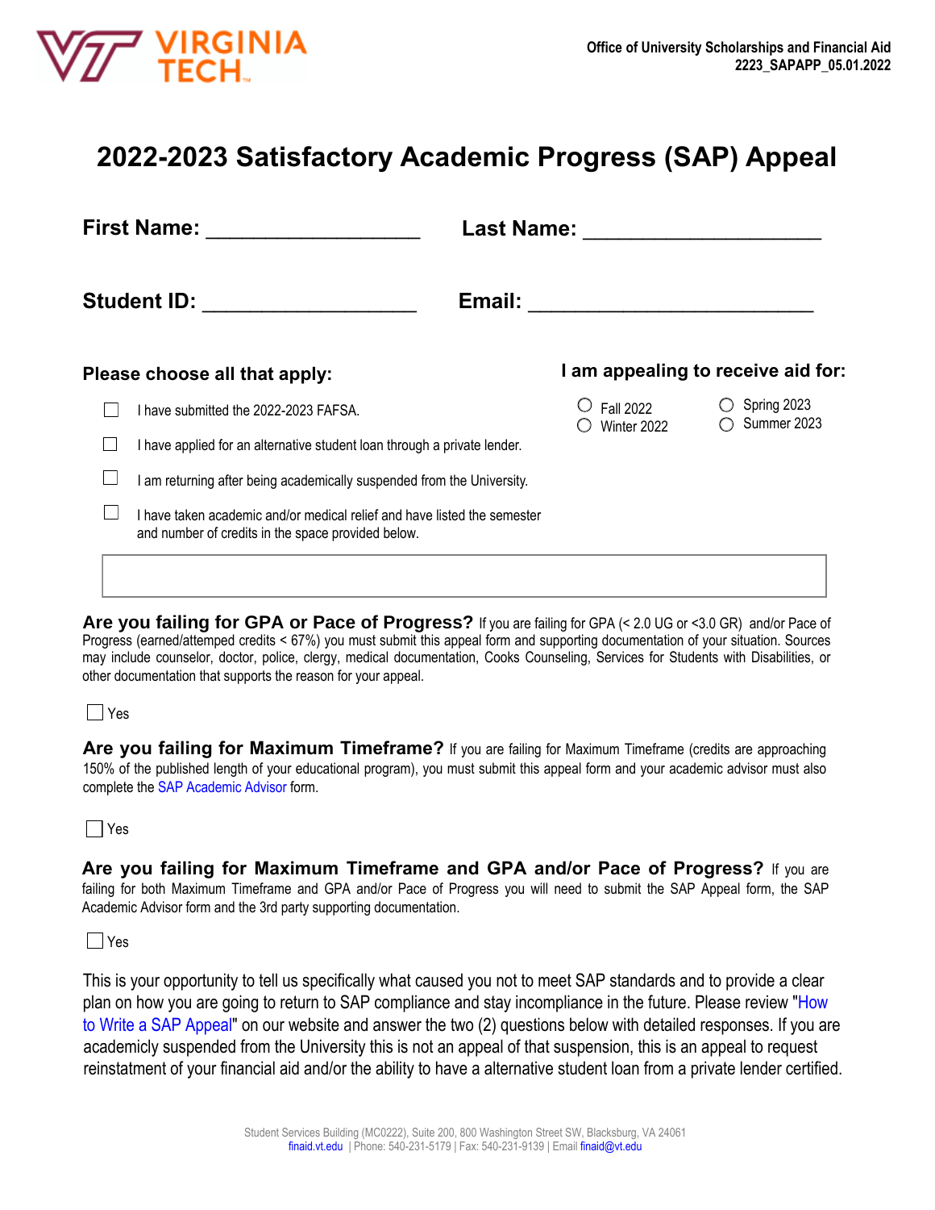Office of University Scholarships and Financial Aid
2223_SAPAPP_05.01.2022

# 2022-2023 Satisfactory Academic Progress (SAP) Appeal

**First Name:** ___________________ **Last Name:** _____________________

**Student ID:** ___________________ **Email:** _________________________

### Please choose all that apply:

- ☐ I have submitted the 2022-2023 FAFSA.
- ☐ I have applied for an alternative student loan through a private lender.
- ☐ I am returning after being academically suspended from the University.
- ☐ I have taken academic and/or medical relief and have listed the semester and number of credits in the space provided below.

### I am appealing to receive aid for:

- ○ Fall 2022
- ○ Winter 2022
- ○ Spring 2023
- ○ Summer 2023

**Are you failing for GPA or Pace of Progress?** If you are failing for GPA (< 2.0 UG or <3.0 GR) and/or Pace of Progress (earned/attemped credits < 67%) you must submit this appeal form and supporting documentation of your situation. Sources may include counselor, doctor, police, clergy, medical documentation, Cooks Counseling, Services for Students with Disabilities, or other documentation that supports the reason for your appeal.

☐ Yes

**Are you failing for Maximum Timeframe?** If you are failing for Maximum Timeframe (credits are approaching 150% of the published length of your educational program), you must submit this appeal form and your academic advisor must also complete the SAP Academic Advisor form.

☐ Yes

**Are you failing for Maximum Timeframe and GPA and/or Pace of Progress?** If you are failing for both Maximum Timeframe and GPA and/or Pace of Progress you will need to submit the SAP Appeal form, the SAP Academic Advisor form and the 3rd party supporting documentation.

☐ Yes

This is your opportunity to tell us specifically what caused you not to meet SAP standards and to provide a clear plan on how you are going to return to SAP compliance and stay incompliance in the future. Please review "How to Write a SAP Appeal" on our website and answer the two (2) questions below with detailed responses. If you are academicly suspended from the University this is not an appeal of that suspension, this is an appeal to request reinstatment of your financial aid and/or the ability to have a alternative student loan from a private lender certified.

Student Services Building (MC0222), Suite 200, 800 Washington Street SW, Blacksburg, VA 24061
finaid.vt.edu | Phone: 540-231-5179 | Fax: 540-231-9139 | Email finaid@vt.edu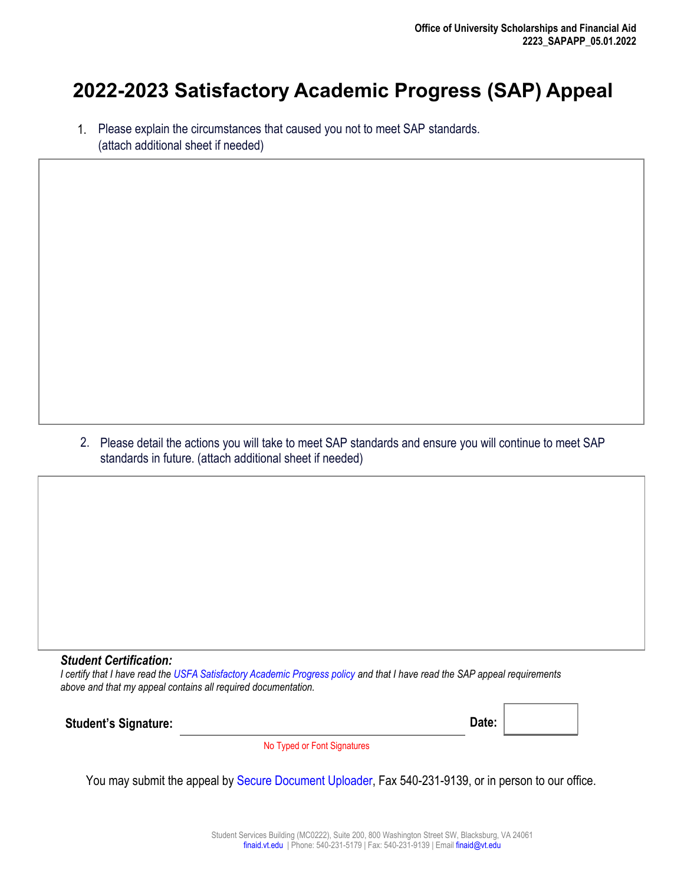Office of University Scholarships and Financial Aid
2223_SAPAPP_05.01.2022

# 2022-2023 Satisfactory Academic Progress (SAP) Appeal

1. Please explain the circumstances that caused you not to meet SAP standards. (attach additional sheet if needed)

2. Please detail the actions you will take to meet SAP standards and ensure you will continue to meet SAP standards in future. (attach additional sheet if needed)

***Student Certification:***

*I certify that I have read the USFA Satisfactory Academic Progress policy and that I have read the SAP appeal requirements above and that my appeal contains all required documentation.*

**Student's Signature:** ______________________________ **Date:** __________

No Typed or Font Signatures

You may submit the appeal by Secure Document Uploader, Fax 540-231-9139, or in person to our office.

Student Services Building (MC0222), Suite 200, 800 Washington Street SW, Blacksburg, VA 24061
finaid.vt.edu | Phone: 540-231-5179 | Fax: 540-231-9139 | Email finaid@vt.edu